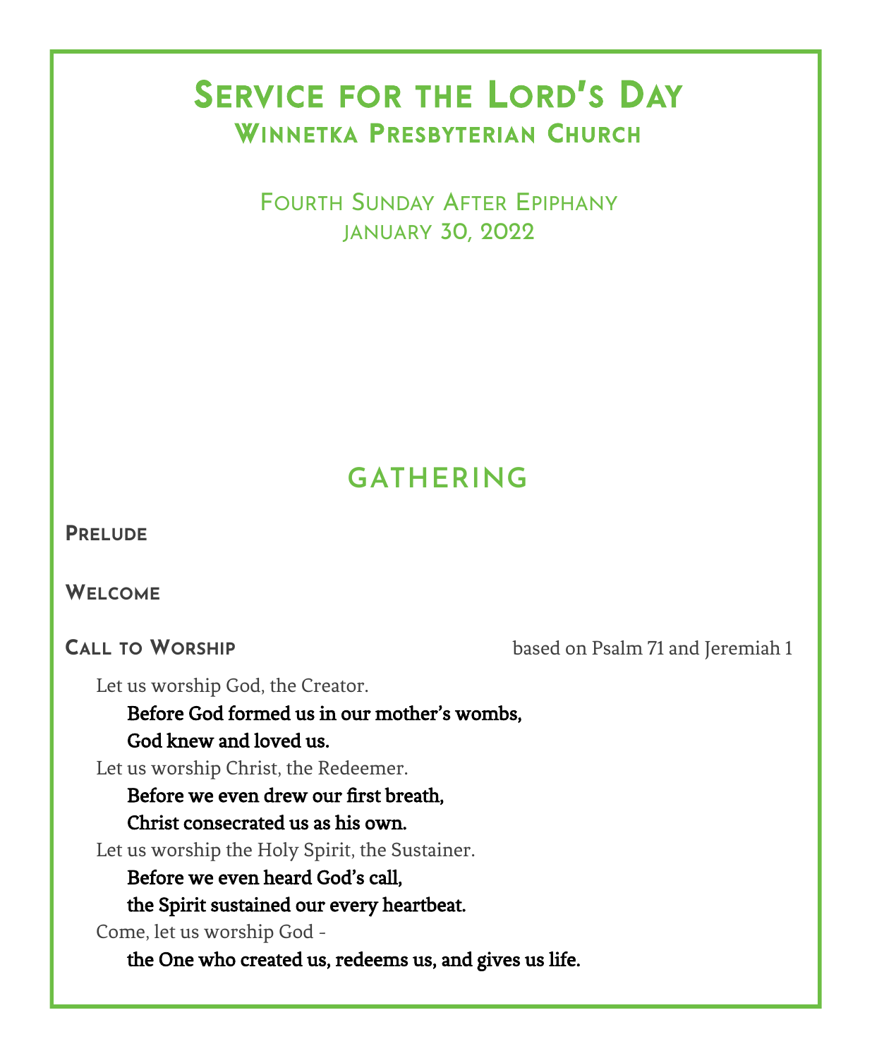# Service for the Lord's Day
## Winnetka Presbyterian Church

Fourth Sunday After Epiphany
January 30, 2022

## GATHERING

### Prelude

### Welcome

### Call to Worship

based on Psalm 71 and Jeremiah 1

Let us worship God, the Creator.

**Before God formed us in our mother's wombs,**
**God knew and loved us.**

Let us worship Christ, the Redeemer.

**Before we even drew our first breath,**
**Christ consecrated us as his own.**

Let us worship the Holy Spirit, the Sustainer.

**Before we even heard God's call,**
**the Spirit sustained our every heartbeat.**

Come, let us worship God -

**the One who created us, redeems us, and gives us life.**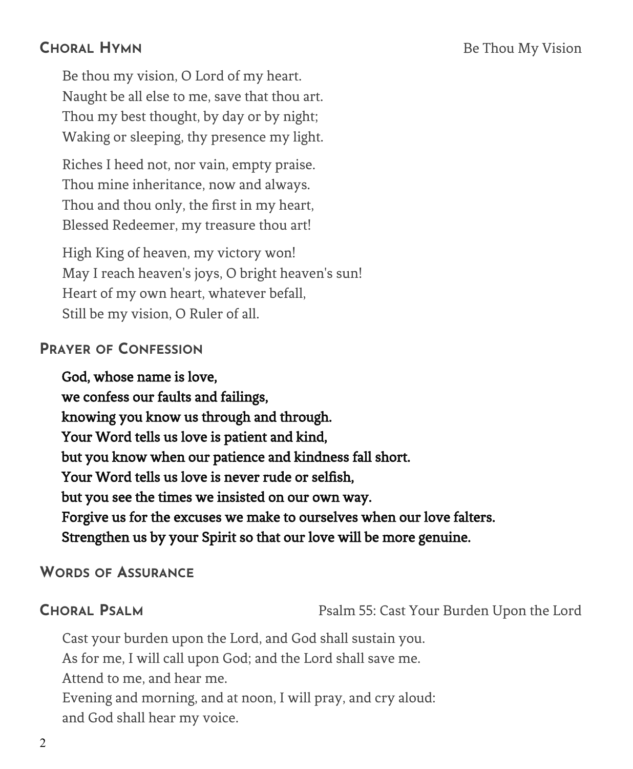## Choral Hymn

Be Thou My Vision

Be thou my vision, O Lord of my heart.
Naught be all else to me, save that thou art.
Thou my best thought, by day or by night;
Waking or sleeping, thy presence my light.

Riches I heed not, nor vain, empty praise.
Thou mine inheritance, now and always.
Thou and thou only, the first in my heart,
Blessed Redeemer, my treasure thou art!

High King of heaven, my victory won!
May I reach heaven's joys, O bright heaven's sun!
Heart of my own heart, whatever befall,
Still be my vision, O Ruler of all.

## Prayer of Confession

**God, whose name is love,**
**we confess our faults and failings,**
**knowing you know us through and through.**
**Your Word tells us love is patient and kind,**
**but you know when our patience and kindness fall short.**
**Your Word tells us love is never rude or selfish,**
**but you see the times we insisted on our own way.**
**Forgive us for the excuses we make to ourselves when our love falters.**
**Strengthen us by your Spirit so that our love will be more genuine.**

## Words of Assurance

## Choral Psalm

Psalm 55: Cast Your Burden Upon the Lord

Cast your burden upon the Lord, and God shall sustain you.
As for me, I will call upon God; and the Lord shall save me.
Attend to me, and hear me.
Evening and morning, and at noon, I will pray, and cry aloud:
and God shall hear my voice.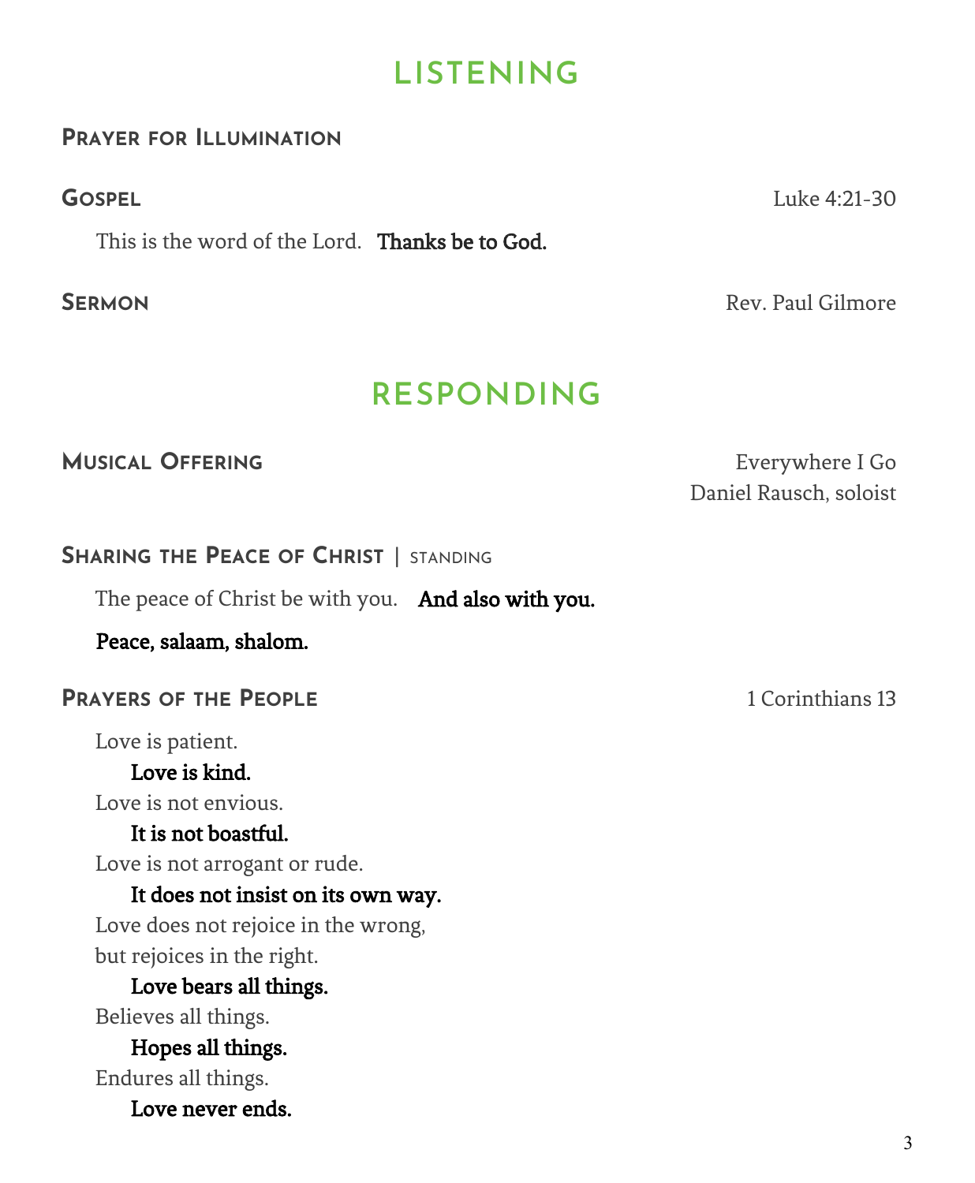## LISTENING

### Prayer for Illumination

### Gospel

Luke 4:21-30

This is the word of the Lord. **Thanks be to God.**

### Sermon

Rev. Paul Gilmore

## RESPONDING

### Musical Offering

Everywhere I Go
Daniel Rausch, soloist

### Sharing the Peace of Christ | standing

The peace of Christ be with you. **And also with you.**

**Peace, salaam, shalom.**

### Prayers of the People

1 Corinthians 13

Love is patient.
**Love is kind.**
Love is not envious.
**It is not boastful.**
Love is not arrogant or rude.
**It does not insist on its own way.**
Love does not rejoice in the wrong,
but rejoices in the right.
**Love bears all things.**
Believes all things.
**Hopes all things.**
Endures all things.
**Love never ends.**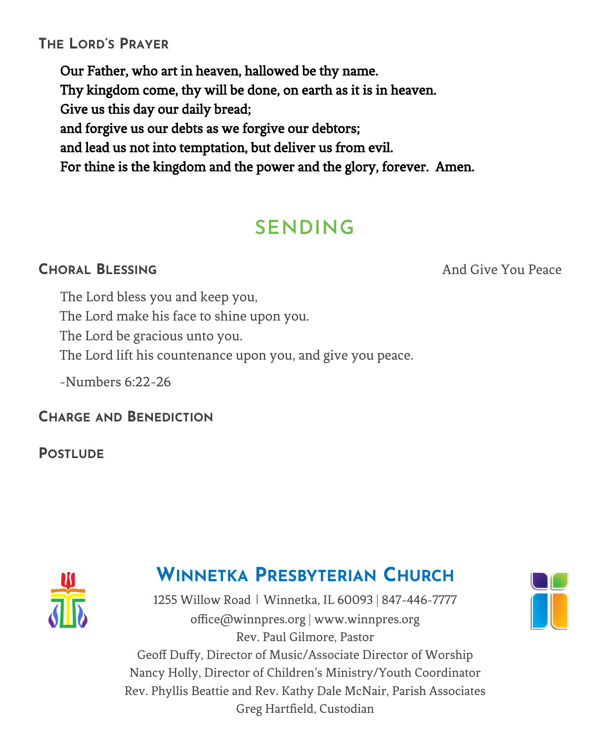### The Lord's Prayer

**Our Father, who art in heaven, hallowed be thy name.**
**Thy kingdom come, thy will be done, on earth as it is in heaven.**
**Give us this day our daily bread;**
**and forgive us our debts as we forgive our debtors;**
**and lead us not into temptation, but deliver us from evil.**
**For thine is the kingdom and the power and the glory, forever. Amen.**

## SENDING

### Choral Blessing

And Give You Peace

The Lord bless you and keep you,
The Lord make his face to shine upon you.
The Lord be gracious unto you.
The Lord lift his countenance upon you, and give you peace.

-Numbers 6:22-26

### Charge and Benediction

### Postlude

## Winnetka Presbyterian Church

1255 Willow Road | Winnetka, IL 60093 | 847-446-7777
office@winnpres.org | www.winnpres.org
Rev. Paul Gilmore, Pastor
Geoff Duffy, Director of Music/Associate Director of Worship
Nancy Holly, Director of Children's Ministry/Youth Coordinator
Rev. Phyllis Beattie and Rev. Kathy Dale McNair, Parish Associates
Greg Hartfield, Custodian